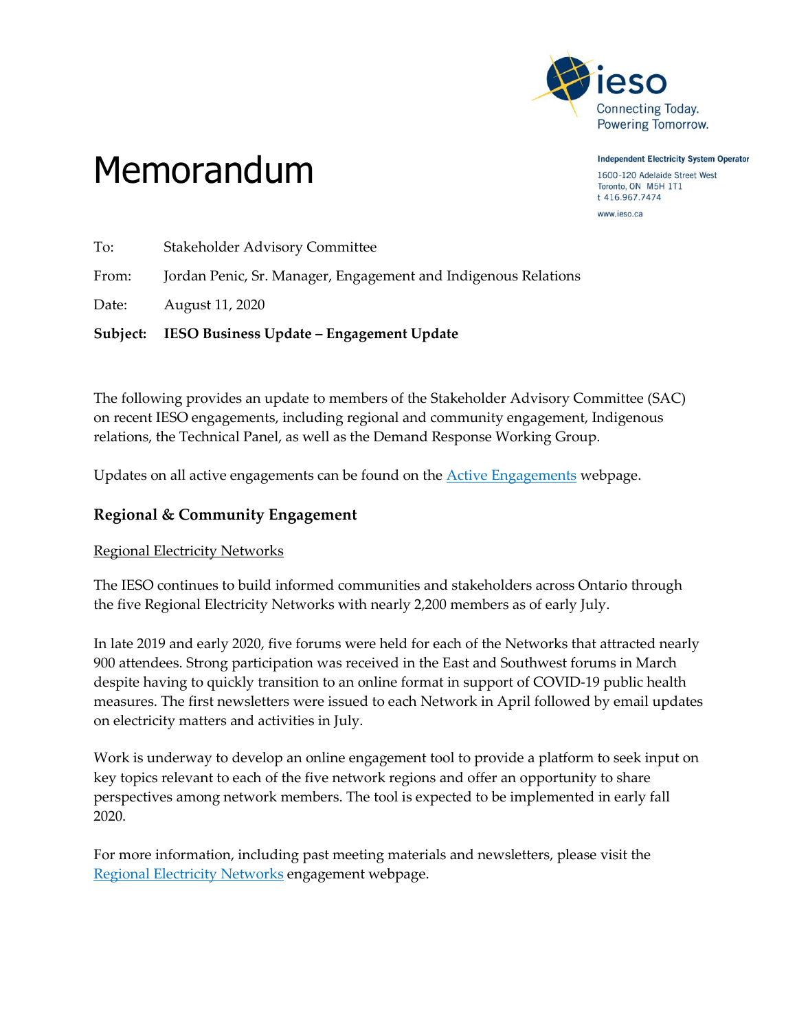ieso
Connecting Today.
Powering Tomorrow.

# Memorandum

**Independent Electricity System Operator**
1600-120 Adelaide Street West
Toronto, ON M5H 1T1
t 416.967.7474
www.ieso.ca

To: Stakeholder Advisory Committee

From: Jordan Penic, Sr. Manager, Engagement and Indigenous Relations

Date: August 11, 2020

**Subject: IESO Business Update – Engagement Update**

The following provides an update to members of the Stakeholder Advisory Committee (SAC) on recent IESO engagements, including regional and community engagement, Indigenous relations, the Technical Panel, as well as the Demand Response Working Group.

Updates on all active engagements can be found on the [Active Engagements]() webpage.

## Regional & Community Engagement

Regional Electricity Networks

The IESO continues to build informed communities and stakeholders across Ontario through the five Regional Electricity Networks with nearly 2,200 members as of early July.

In late 2019 and early 2020, five forums were held for each of the Networks that attracted nearly 900 attendees. Strong participation was received in the East and Southwest forums in March despite having to quickly transition to an online format in support of COVID-19 public health measures. The first newsletters were issued to each Network in April followed by email updates on electricity matters and activities in July.

Work is underway to develop an online engagement tool to provide a platform to seek input on key topics relevant to each of the five network regions and offer an opportunity to share perspectives among network members. The tool is expected to be implemented in early fall 2020.

For more information, including past meeting materials and newsletters, please visit the [Regional Electricity Networks]() engagement webpage.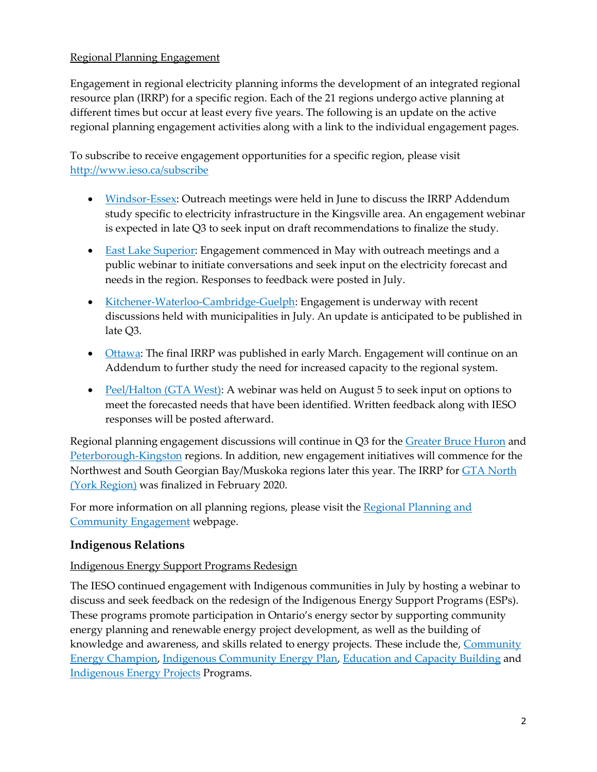Regional Planning Engagement

Engagement in regional electricity planning informs the development of an integrated regional resource plan (IRRP) for a specific region. Each of the 21 regions undergo active planning at different times but occur at least every five years. The following is an update on the active regional planning engagement activities along with a link to the individual engagement pages.

To subscribe to receive engagement opportunities for a specific region, please visit http://www.ieso.ca/subscribe

- Windsor-Essex: Outreach meetings were held in June to discuss the IRRP Addendum study specific to electricity infrastructure in the Kingsville area. An engagement webinar is expected in late Q3 to seek input on draft recommendations to finalize the study.
- East Lake Superior: Engagement commenced in May with outreach meetings and a public webinar to initiate conversations and seek input on the electricity forecast and needs in the region. Responses to feedback were posted in July.
- Kitchener-Waterloo-Cambridge-Guelph: Engagement is underway with recent discussions held with municipalities in July. An update is anticipated to be published in late Q3.
- Ottawa: The final IRRP was published in early March. Engagement will continue on an Addendum to further study the need for increased capacity to the regional system.
- Peel/Halton (GTA West): A webinar was held on August 5 to seek input on options to meet the forecasted needs that have been identified. Written feedback along with IESO responses will be posted afterward.

Regional planning engagement discussions will continue in Q3 for the Greater Bruce Huron and Peterborough-Kingston regions. In addition, new engagement initiatives will commence for the Northwest and South Georgian Bay/Muskoka regions later this year. The IRRP for GTA North (York Region) was finalized in February 2020.

For more information on all planning regions, please visit the Regional Planning and Community Engagement webpage.

## Indigenous Relations

Indigenous Energy Support Programs Redesign

The IESO continued engagement with Indigenous communities in July by hosting a webinar to discuss and seek feedback on the redesign of the Indigenous Energy Support Programs (ESPs). These programs promote participation in Ontario's energy sector by supporting community energy planning and renewable energy project development, as well as the building of knowledge and awareness, and skills related to energy projects. These include the, Community Energy Champion, Indigenous Community Energy Plan, Education and Capacity Building and Indigenous Energy Projects Programs.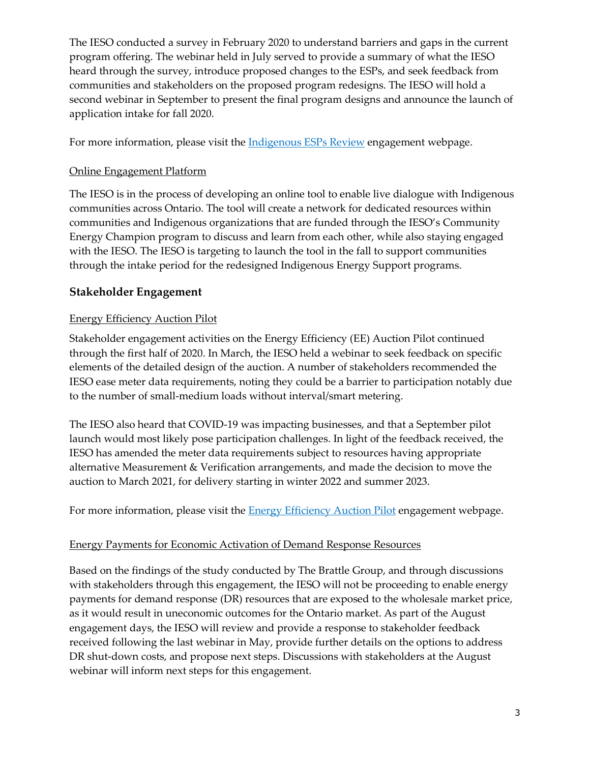The IESO conducted a survey in February 2020 to understand barriers and gaps in the current program offering. The webinar held in July served to provide a summary of what the IESO heard through the survey, introduce proposed changes to the ESPs, and seek feedback from communities and stakeholders on the proposed program redesigns. The IESO will hold a second webinar in September to present the final program designs and announce the launch of application intake for fall 2020.

For more information, please visit the [Indigenous ESPs Review]() engagement webpage.

Online Engagement Platform

The IESO is in the process of developing an online tool to enable live dialogue with Indigenous communities across Ontario. The tool will create a network for dedicated resources within communities and Indigenous organizations that are funded through the IESO's Community Energy Champion program to discuss and learn from each other, while also staying engaged with the IESO. The IESO is targeting to launch the tool in the fall to support communities through the intake period for the redesigned Indigenous Energy Support programs.

## Stakeholder Engagement

Energy Efficiency Auction Pilot

Stakeholder engagement activities on the Energy Efficiency (EE) Auction Pilot continued through the first half of 2020. In March, the IESO held a webinar to seek feedback on specific elements of the detailed design of the auction. A number of stakeholders recommended the IESO ease meter data requirements, noting they could be a barrier to participation notably due to the number of small-medium loads without interval/smart metering.

The IESO also heard that COVID-19 was impacting businesses, and that a September pilot launch would most likely pose participation challenges. In light of the feedback received, the IESO has amended the meter data requirements subject to resources having appropriate alternative Measurement & Verification arrangements, and made the decision to move the auction to March 2021, for delivery starting in winter 2022 and summer 2023.

For more information, please visit the [Energy Efficiency Auction Pilot]() engagement webpage.

Energy Payments for Economic Activation of Demand Response Resources

Based on the findings of the study conducted by The Brattle Group, and through discussions with stakeholders through this engagement, the IESO will not be proceeding to enable energy payments for demand response (DR) resources that are exposed to the wholesale market price, as it would result in uneconomic outcomes for the Ontario market. As part of the August engagement days, the IESO will review and provide a response to stakeholder feedback received following the last webinar in May, provide further details on the options to address DR shut-down costs, and propose next steps. Discussions with stakeholders at the August webinar will inform next steps for this engagement.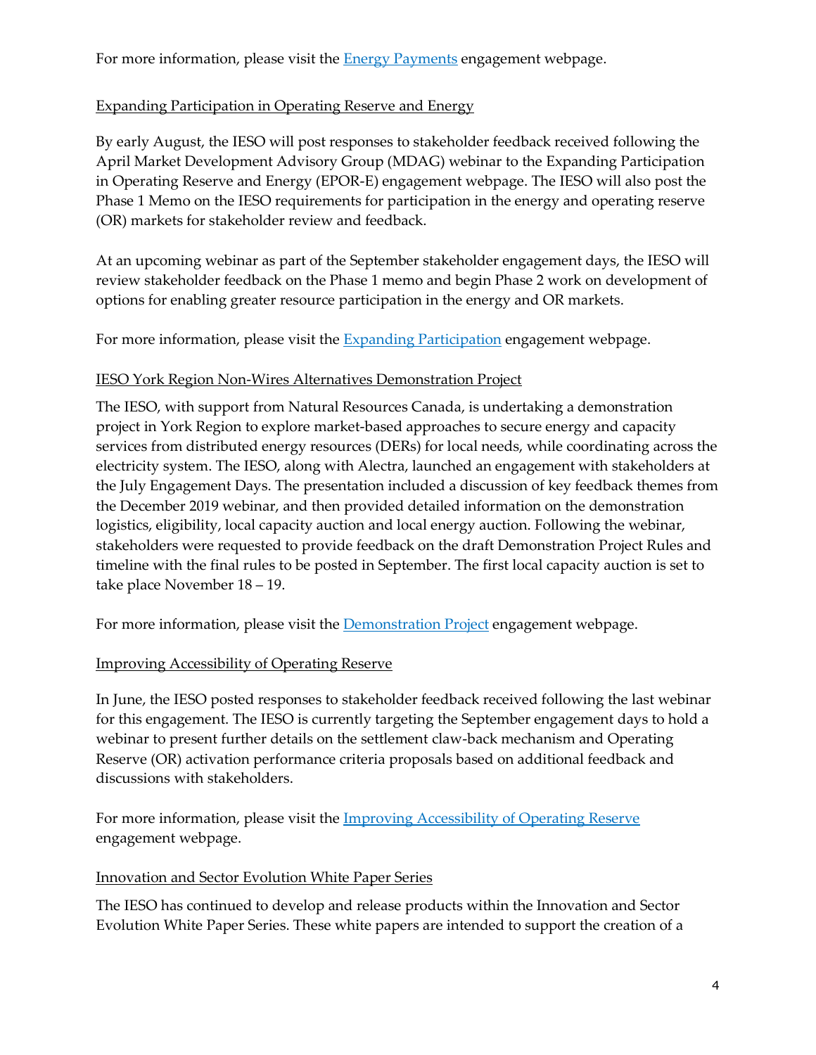For more information, please visit the [Energy Payments](#) engagement webpage.

## Expanding Participation in Operating Reserve and Energy

By early August, the IESO will post responses to stakeholder feedback received following the April Market Development Advisory Group (MDAG) webinar to the Expanding Participation in Operating Reserve and Energy (EPOR-E) engagement webpage. The IESO will also post the Phase 1 Memo on the IESO requirements for participation in the energy and operating reserve (OR) markets for stakeholder review and feedback.

At an upcoming webinar as part of the September stakeholder engagement days, the IESO will review stakeholder feedback on the Phase 1 memo and begin Phase 2 work on development of options for enabling greater resource participation in the energy and OR markets.

For more information, please visit the [Expanding Participation](#) engagement webpage.

## IESO York Region Non-Wires Alternatives Demonstration Project

The IESO, with support from Natural Resources Canada, is undertaking a demonstration project in York Region to explore market-based approaches to secure energy and capacity services from distributed energy resources (DERs) for local needs, while coordinating across the electricity system. The IESO, along with Alectra, launched an engagement with stakeholders at the July Engagement Days. The presentation included a discussion of key feedback themes from the December 2019 webinar, and then provided detailed information on the demonstration logistics, eligibility, local capacity auction and local energy auction. Following the webinar, stakeholders were requested to provide feedback on the draft Demonstration Project Rules and timeline with the final rules to be posted in September. The first local capacity auction is set to take place November 18 – 19.

For more information, please visit the [Demonstration Project](#) engagement webpage.

## Improving Accessibility of Operating Reserve

In June, the IESO posted responses to stakeholder feedback received following the last webinar for this engagement. The IESO is currently targeting the September engagement days to hold a webinar to present further details on the settlement claw-back mechanism and Operating Reserve (OR) activation performance criteria proposals based on additional feedback and discussions with stakeholders.

For more information, please visit the [Improving Accessibility of Operating Reserve](#) engagement webpage.

## Innovation and Sector Evolution White Paper Series

The IESO has continued to develop and release products within the Innovation and Sector Evolution White Paper Series. These white papers are intended to support the creation of a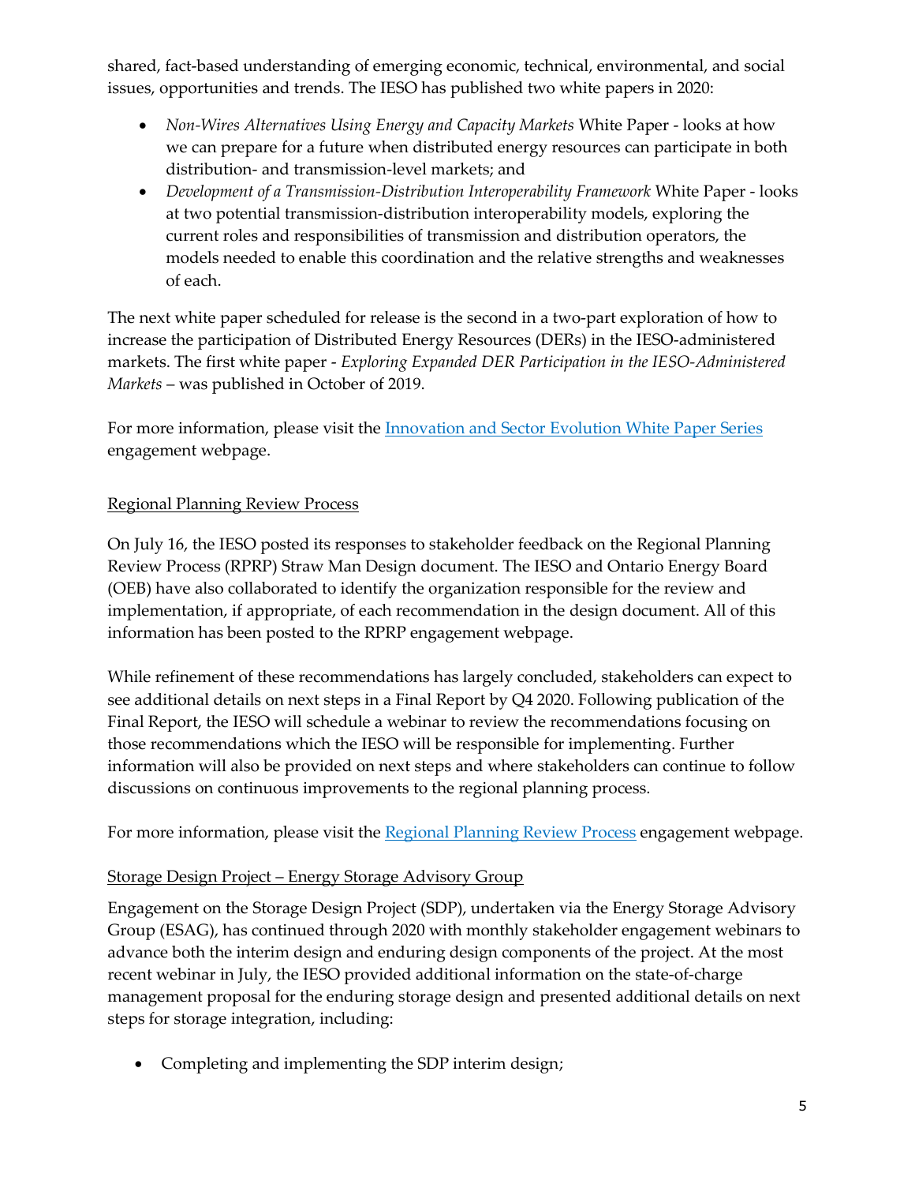shared, fact-based understanding of emerging economic, technical, environmental, and social issues, opportunities and trends. The IESO has published two white papers in 2020:

- *Non-Wires Alternatives Using Energy and Capacity Markets* White Paper - looks at how we can prepare for a future when distributed energy resources can participate in both distribution- and transmission-level markets; and
- *Development of a Transmission-Distribution Interoperability Framework* White Paper - looks at two potential transmission-distribution interoperability models, exploring the current roles and responsibilities of transmission and distribution operators, the models needed to enable this coordination and the relative strengths and weaknesses of each.

The next white paper scheduled for release is the second in a two-part exploration of how to increase the participation of Distributed Energy Resources (DERs) in the IESO-administered markets. The first white paper - *Exploring Expanded DER Participation in the IESO-Administered Markets* – was published in October of 2019.

For more information, please visit the Innovation and Sector Evolution White Paper Series engagement webpage.

## Regional Planning Review Process

On July 16, the IESO posted its responses to stakeholder feedback on the Regional Planning Review Process (RPRP) Straw Man Design document. The IESO and Ontario Energy Board (OEB) have also collaborated to identify the organization responsible for the review and implementation, if appropriate, of each recommendation in the design document. All of this information has been posted to the RPRP engagement webpage.

While refinement of these recommendations has largely concluded, stakeholders can expect to see additional details on next steps in a Final Report by Q4 2020. Following publication of the Final Report, the IESO will schedule a webinar to review the recommendations focusing on those recommendations which the IESO will be responsible for implementing. Further information will also be provided on next steps and where stakeholders can continue to follow discussions on continuous improvements to the regional planning process.

For more information, please visit the Regional Planning Review Process engagement webpage.

## Storage Design Project – Energy Storage Advisory Group

Engagement on the Storage Design Project (SDP), undertaken via the Energy Storage Advisory Group (ESAG), has continued through 2020 with monthly stakeholder engagement webinars to advance both the interim design and enduring design components of the project. At the most recent webinar in July, the IESO provided additional information on the state-of-charge management proposal for the enduring storage design and presented additional details on next steps for storage integration, including:

- Completing and implementing the SDP interim design;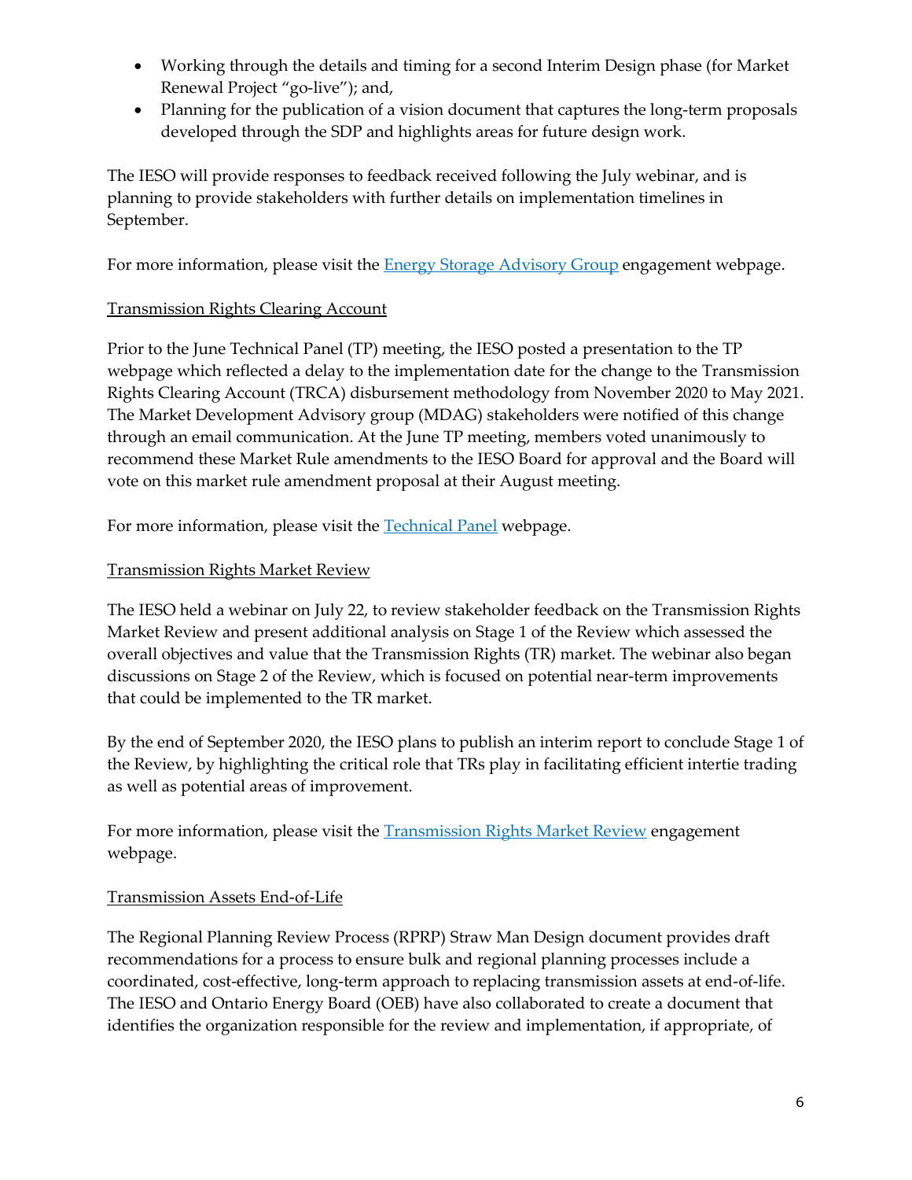- Working through the details and timing for a second Interim Design phase (for Market Renewal Project "go-live"); and,
- Planning for the publication of a vision document that captures the long-term proposals developed through the SDP and highlights areas for future design work.

The IESO will provide responses to feedback received following the July webinar, and is planning to provide stakeholders with further details on implementation timelines in September.

For more information, please visit the [Energy Storage Advisory Group](#) engagement webpage.

Transmission Rights Clearing Account

Prior to the June Technical Panel (TP) meeting, the IESO posted a presentation to the TP webpage which reflected a delay to the implementation date for the change to the Transmission Rights Clearing Account (TRCA) disbursement methodology from November 2020 to May 2021. The Market Development Advisory group (MDAG) stakeholders were notified of this change through an email communication. At the June TP meeting, members voted unanimously to recommend these Market Rule amendments to the IESO Board for approval and the Board will vote on this market rule amendment proposal at their August meeting.

For more information, please visit the [Technical Panel](#) webpage.

Transmission Rights Market Review

The IESO held a webinar on July 22, to review stakeholder feedback on the Transmission Rights Market Review and present additional analysis on Stage 1 of the Review which assessed the overall objectives and value that the Transmission Rights (TR) market. The webinar also began discussions on Stage 2 of the Review, which is focused on potential near-term improvements that could be implemented to the TR market.

By the end of September 2020, the IESO plans to publish an interim report to conclude Stage 1 of the Review, by highlighting the critical role that TRs play in facilitating efficient intertie trading as well as potential areas of improvement.

For more information, please visit the [Transmission Rights Market Review](#) engagement webpage.

Transmission Assets End-of-Life

The Regional Planning Review Process (RPRP) Straw Man Design document provides draft recommendations for a process to ensure bulk and regional planning processes include a coordinated, cost-effective, long-term approach to replacing transmission assets at end-of-life. The IESO and Ontario Energy Board (OEB) have also collaborated to create a document that identifies the organization responsible for the review and implementation, if appropriate, of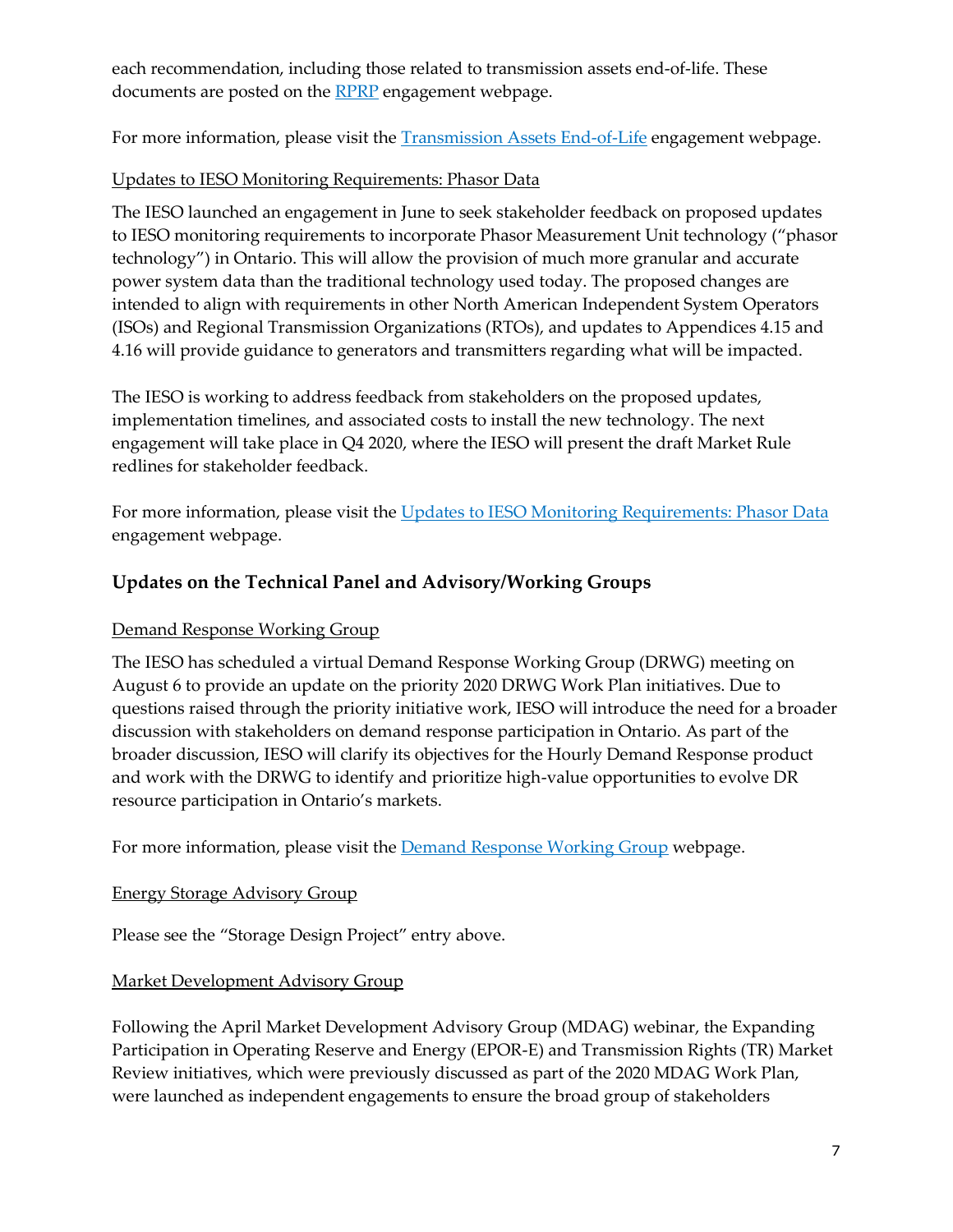each recommendation, including those related to transmission assets end-of-life. These documents are posted on the RPRP engagement webpage.

For more information, please visit the Transmission Assets End-of-Life engagement webpage.

Updates to IESO Monitoring Requirements: Phasor Data

The IESO launched an engagement in June to seek stakeholder feedback on proposed updates to IESO monitoring requirements to incorporate Phasor Measurement Unit technology ("phasor technology") in Ontario. This will allow the provision of much more granular and accurate power system data than the traditional technology used today. The proposed changes are intended to align with requirements in other North American Independent System Operators (ISOs) and Regional Transmission Organizations (RTOs), and updates to Appendices 4.15 and 4.16 will provide guidance to generators and transmitters regarding what will be impacted.

The IESO is working to address feedback from stakeholders on the proposed updates, implementation timelines, and associated costs to install the new technology. The next engagement will take place in Q4 2020, where the IESO will present the draft Market Rule redlines for stakeholder feedback.

For more information, please visit the Updates to IESO Monitoring Requirements: Phasor Data engagement webpage.

## Updates on the Technical Panel and Advisory/Working Groups

Demand Response Working Group

The IESO has scheduled a virtual Demand Response Working Group (DRWG) meeting on August 6 to provide an update on the priority 2020 DRWG Work Plan initiatives. Due to questions raised through the priority initiative work, IESO will introduce the need for a broader discussion with stakeholders on demand response participation in Ontario. As part of the broader discussion, IESO will clarify its objectives for the Hourly Demand Response product and work with the DRWG to identify and prioritize high-value opportunities to evolve DR resource participation in Ontario's markets.

For more information, please visit the Demand Response Working Group webpage.

Energy Storage Advisory Group

Please see the "Storage Design Project" entry above.

Market Development Advisory Group

Following the April Market Development Advisory Group (MDAG) webinar, the Expanding Participation in Operating Reserve and Energy (EPOR-E) and Transmission Rights (TR) Market Review initiatives, which were previously discussed as part of the 2020 MDAG Work Plan, were launched as independent engagements to ensure the broad group of stakeholders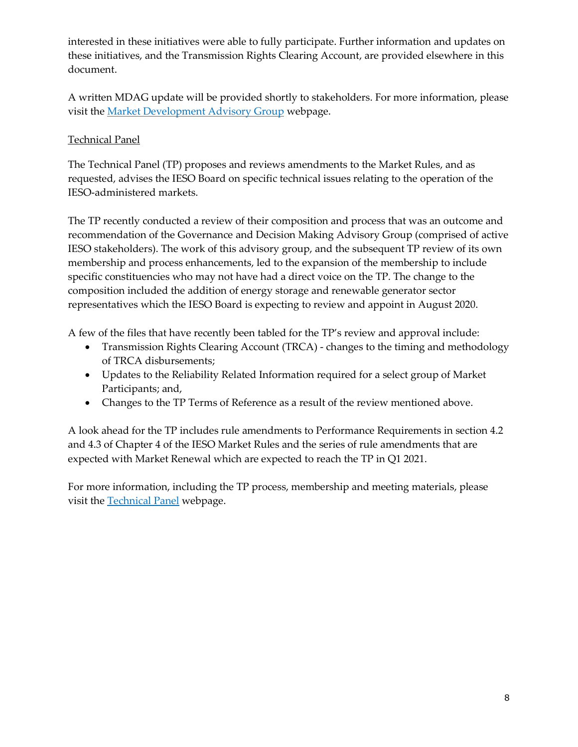interested in these initiatives were able to fully participate. Further information and updates on these initiatives, and the Transmission Rights Clearing Account, are provided elsewhere in this document.

A written MDAG update will be provided shortly to stakeholders. For more information, please visit the [Market Development Advisory Group](#) webpage.

## Technical Panel

The Technical Panel (TP) proposes and reviews amendments to the Market Rules, and as requested, advises the IESO Board on specific technical issues relating to the operation of the IESO-administered markets.

The TP recently conducted a review of their composition and process that was an outcome and recommendation of the Governance and Decision Making Advisory Group (comprised of active IESO stakeholders). The work of this advisory group, and the subsequent TP review of its own membership and process enhancements, led to the expansion of the membership to include specific constituencies who may not have had a direct voice on the TP. The change to the composition included the addition of energy storage and renewable generator sector representatives which the IESO Board is expecting to review and appoint in August 2020.

A few of the files that have recently been tabled for the TP's review and approval include:

- Transmission Rights Clearing Account (TRCA) - changes to the timing and methodology of TRCA disbursements;
- Updates to the Reliability Related Information required for a select group of Market Participants; and,
- Changes to the TP Terms of Reference as a result of the review mentioned above.

A look ahead for the TP includes rule amendments to Performance Requirements in section 4.2 and 4.3 of Chapter 4 of the IESO Market Rules and the series of rule amendments that are expected with Market Renewal which are expected to reach the TP in Q1 2021.

For more information, including the TP process, membership and meeting materials, please visit the [Technical Panel](#) webpage.